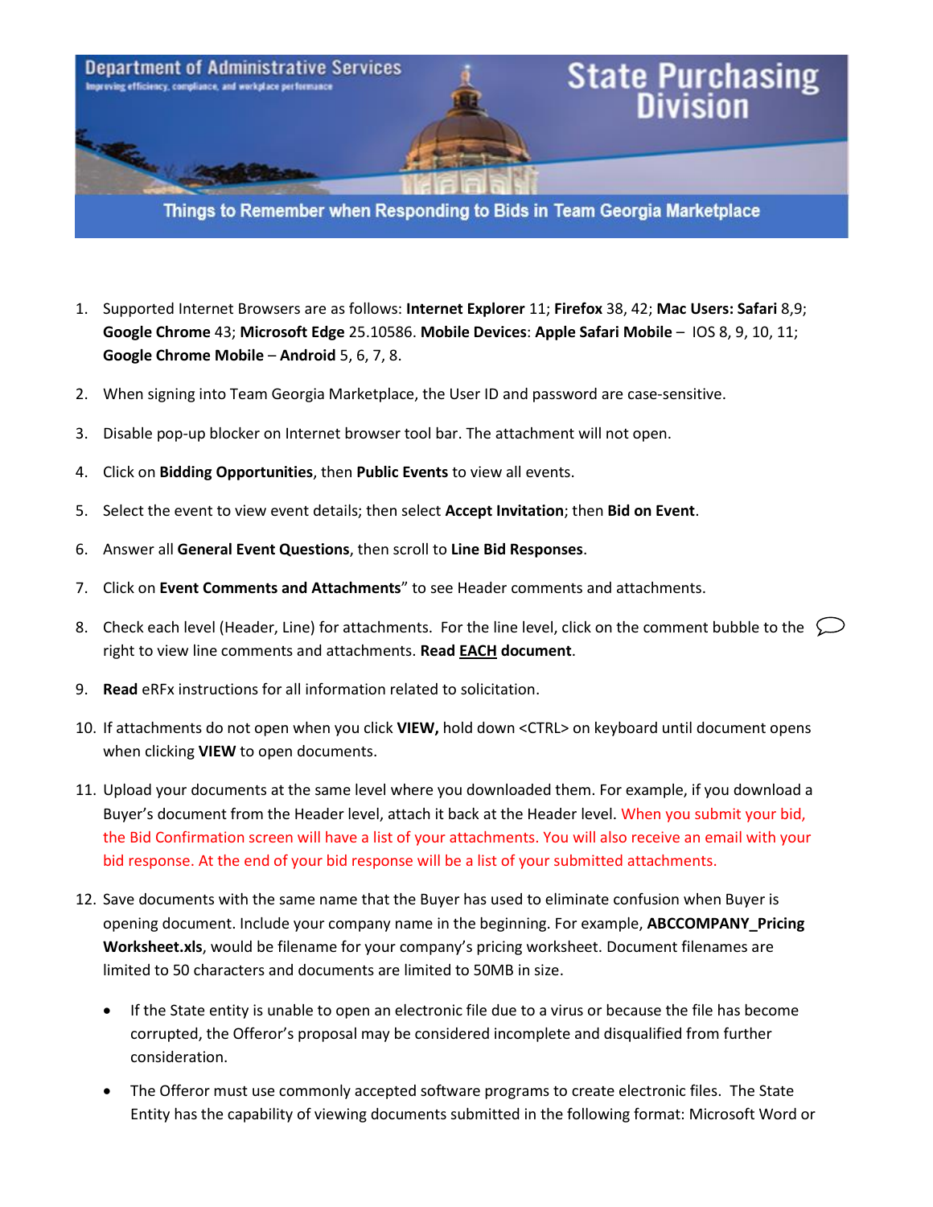Department of Administrative Services
Improving efficiency, compliance, and workplace performance

# State Purchasing Division

## Things to Remember when Responding to Bids in Team Georgia Marketplace

1. Supported Internet Browsers are as follows: **Internet Explorer** 11; **Firefox** 38, 42; **Mac Users: Safari** 8,9; **Google Chrome** 43; **Microsoft Edge** 25.10586. **Mobile Devices**: **Apple Safari Mobile** – IOS 8, 9, 10, 11; **Google Chrome Mobile** – **Android** 5, 6, 7, 8.

2. When signing into Team Georgia Marketplace, the User ID and password are case-sensitive.

3. Disable pop-up blocker on Internet browser tool bar. The attachment will not open.

4. Click on **Bidding Opportunities**, then **Public Events** to view all events.

5. Select the event to view event details; then select **Accept Invitation**; then **Bid on Event**.

6. Answer all **General Event Questions**, then scroll to **Line Bid Responses**.

7. Click on **Event Comments and Attachments**" to see Header comments and attachments.

8. Check each level (Header, Line) for attachments. For the line level, click on the comment bubble to the right to view line comments and attachments. **Read EACH document**.

9. **Read** eRFx instructions for all information related to solicitation.

10. If attachments do not open when you click **VIEW,** hold down <CTRL> on keyboard until document opens when clicking **VIEW** to open documents.

11. Upload your documents at the same level where you downloaded them. For example, if you download a Buyer's document from the Header level, attach it back at the Header level. When you submit your bid, the Bid Confirmation screen will have a list of your attachments. You will also receive an email with your bid response. At the end of your bid response will be a list of your submitted attachments.

12. Save documents with the same name that the Buyer has used to eliminate confusion when Buyer is opening document. Include your company name in the beginning. For example, **ABCCOMPANY_Pricing Worksheet.xls**, would be filename for your company's pricing worksheet. Document filenames are limited to 50 characters and documents are limited to 50MB in size.

    - If the State entity is unable to open an electronic file due to a virus or because the file has become corrupted, the Offeror's proposal may be considered incomplete and disqualified from further consideration.
    - The Offeror must use commonly accepted software programs to create electronic files. The State Entity has the capability of viewing documents submitted in the following format: Microsoft Word or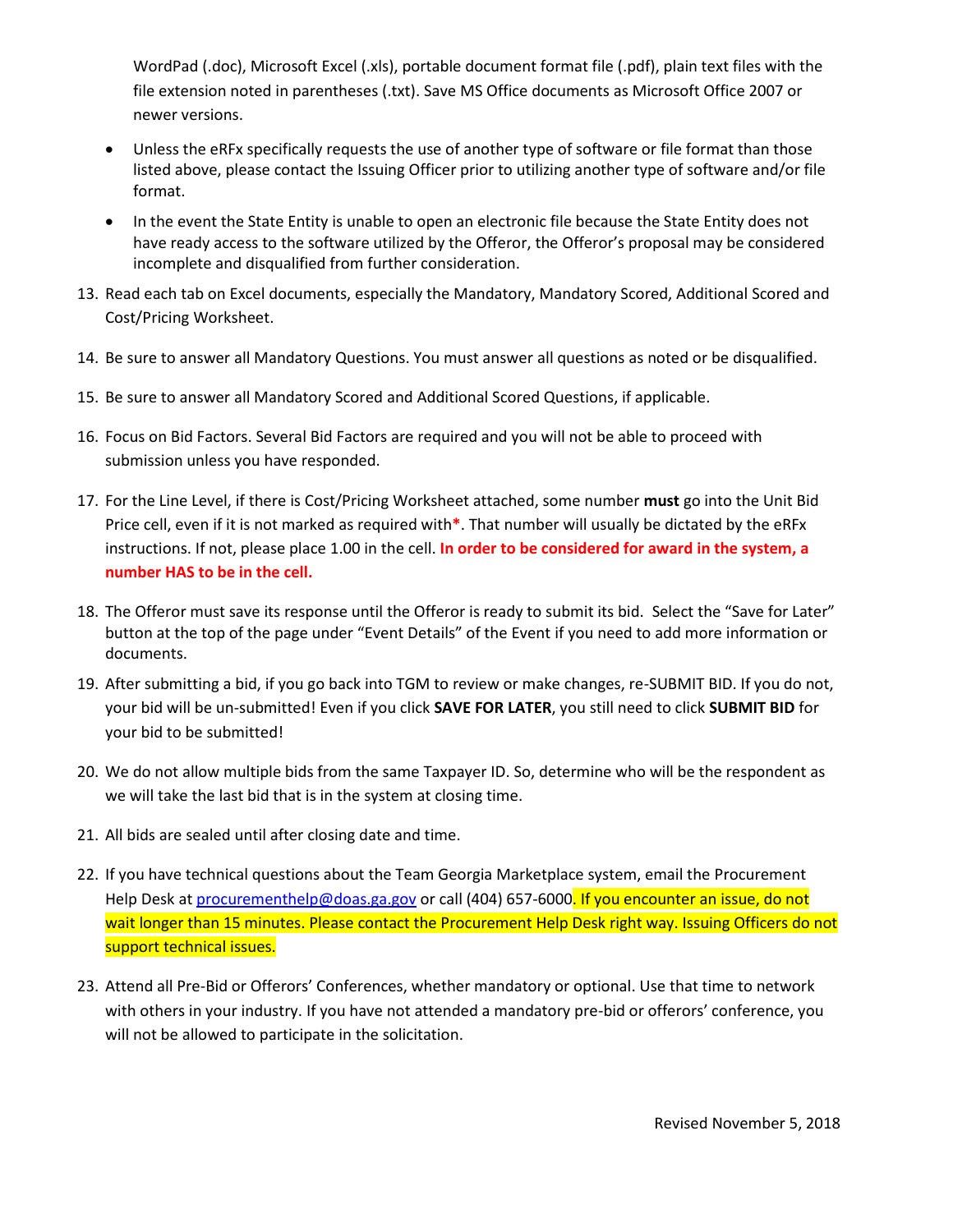WordPad (.doc), Microsoft Excel (.xls), portable document format file (.pdf), plain text files with the file extension noted in parentheses (.txt). Save MS Office documents as Microsoft Office 2007 or newer versions.

- Unless the eRFx specifically requests the use of another type of software or file format than those listed above, please contact the Issuing Officer prior to utilizing another type of software and/or file format.
- In the event the State Entity is unable to open an electronic file because the State Entity does not have ready access to the software utilized by the Offeror, the Offeror's proposal may be considered incomplete and disqualified from further consideration.

13. Read each tab on Excel documents, especially the Mandatory, Mandatory Scored, Additional Scored and Cost/Pricing Worksheet.
14. Be sure to answer all Mandatory Questions. You must answer all questions as noted or be disqualified.
15. Be sure to answer all Mandatory Scored and Additional Scored Questions, if applicable.
16. Focus on Bid Factors. Several Bid Factors are required and you will not be able to proceed with submission unless you have responded.
17. For the Line Level, if there is Cost/Pricing Worksheet attached, some number **must** go into the Unit Bid Price cell, even if it is not marked as required with*. That number will usually be dictated by the eRFx instructions. If not, please place 1.00 in the cell. **In order to be considered for award in the system, a number HAS to be in the cell.**
18. The Offeror must save its response until the Offeror is ready to submit its bid. Select the "Save for Later" button at the top of the page under "Event Details" of the Event if you need to add more information or documents.
19. After submitting a bid, if you go back into TGM to review or make changes, re-SUBMIT BID. If you do not, your bid will be un-submitted! Even if you click **SAVE FOR LATER**, you still need to click **SUBMIT BID** for your bid to be submitted!
20. We do not allow multiple bids from the same Taxpayer ID. So, determine who will be the respondent as we will take the last bid that is in the system at closing time.
21. All bids are sealed until after closing date and time.
22. If you have technical questions about the Team Georgia Marketplace system, email the Procurement Help Desk at procurementhelp@doas.ga.gov or call (404) 657-6000. If you encounter an issue, do not wait longer than 15 minutes. Please contact the Procurement Help Desk right way. Issuing Officers do not support technical issues.
23. Attend all Pre-Bid or Offerors' Conferences, whether mandatory or optional. Use that time to network with others in your industry. If you have not attended a mandatory pre-bid or offerors' conference, you will not be allowed to participate in the solicitation.

Revised November 5, 2018